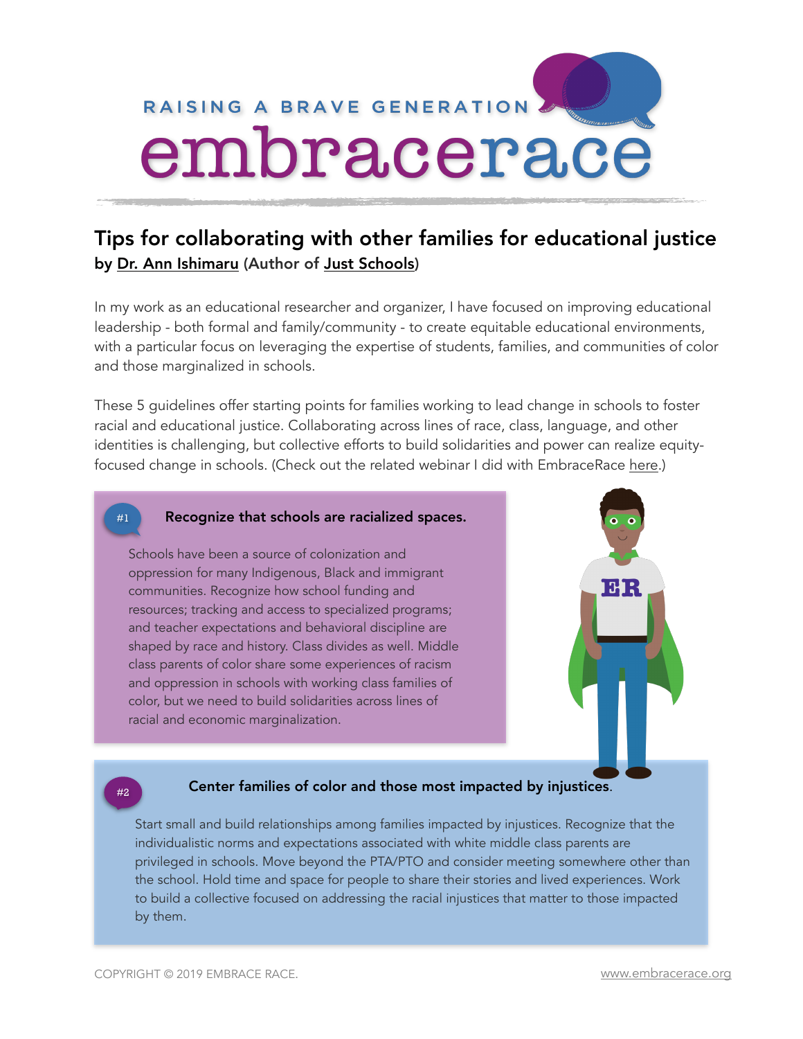RAISING A BRAVE GENERATION

embracerace

## Tips for collaborating with other families for educational justice

**by Dr. Ann Ishimaru (Author of Just Schools)**

In my work as an educational researcher and organizer, I have focused on improving educational leadership - both formal and family/community - to create equitable educational environments, with a particular focus on leveraging the expertise of students, families, and communities of color and those marginalized in schools.

These 5 guidelines offer starting points for families working to lead change in schools to foster racial and educational justice. Collaborating across lines of race, class, language, and other identities is challenging, but collective efforts to build solidarities and power can realize equity-focused change in schools. (Check out the related webinar I did with EmbraceRace here.)

### #1 Recognize that schools are racialized spaces.

Schools have been a source of colonization and oppression for many Indigenous, Black and immigrant communities. Recognize how school funding and resources; tracking and access to specialized programs; and teacher expectations and behavioral discipline are shaped by race and history. Class divides as well. Middle class parents of color share some experiences of racism and oppression in schools with working class families of color, but we need to build solidarities across lines of racial and economic marginalization.

### #2 Center families of color and those most impacted by injustices.

Start small and build relationships among families impacted by injustices. Recognize that the individualistic norms and expectations associated with white middle class parents are privileged in schools. Move beyond the PTA/PTO and consider meeting somewhere other than the school. Hold time and space for people to share their stories and lived experiences. Work to build a collective focused on addressing the racial injustices that matter to those impacted by them.

COPYRIGHT © 2019 EMBRACE RACE. www.embracerace.org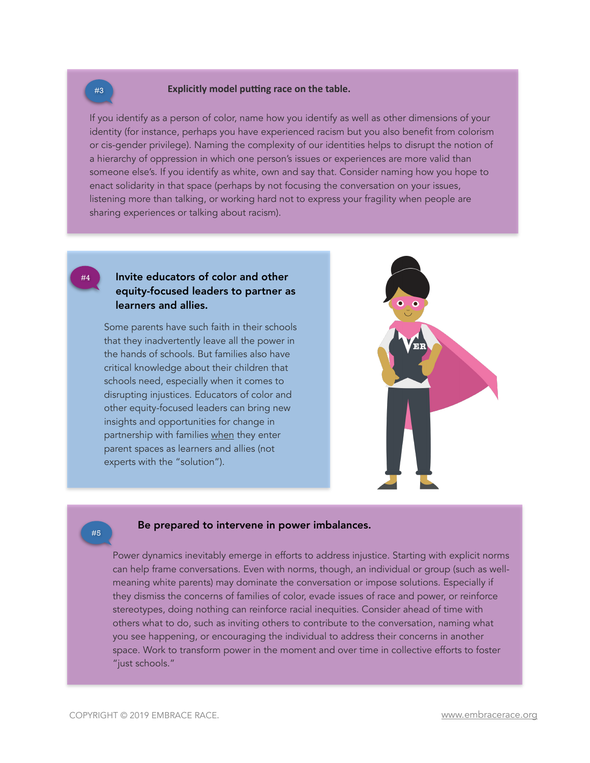#3

### Explicitly model putting race on the table.

If you identify as a person of color, name how you identify as well as other dimensions of your identity (for instance, perhaps you have experienced racism but you also benefit from colorism or cis-gender privilege). Naming the complexity of our identities helps to disrupt the notion of a hierarchy of oppression in which one person's issues or experiences are more valid than someone else's. If you identify as white, own and say that. Consider naming how you hope to enact solidarity in that space (perhaps by not focusing the conversation on your issues, listening more than talking, or working hard not to express your fragility when people are sharing experiences or talking about racism).

#4

### Invite educators of color and other equity-focused leaders to partner as learners and allies.

Some parents have such faith in their schools that they inadvertently leave all the power in the hands of schools. But families also have critical knowledge about their children that schools need, especially when it comes to disrupting injustices. Educators of color and other equity-focused leaders can bring new insights and opportunities for change in partnership with families when they enter parent spaces as learners and allies (not experts with the "solution").

#5

### Be prepared to intervene in power imbalances.

Power dynamics inevitably emerge in efforts to address injustice. Starting with explicit norms can help frame conversations. Even with norms, though, an individual or group (such as well-meaning white parents) may dominate the conversation or impose solutions. Especially if they dismiss the concerns of families of color, evade issues of race and power, or reinforce stereotypes, doing nothing can reinforce racial inequities. Consider ahead of time with others what to do, such as inviting others to contribute to the conversation, naming what you see happening, or encouraging the individual to address their concerns in another space. Work to transform power in the moment and over time in collective efforts to foster "just schools."

COPYRIGHT © 2019 EMBRACE RACE. www.embracerace.org